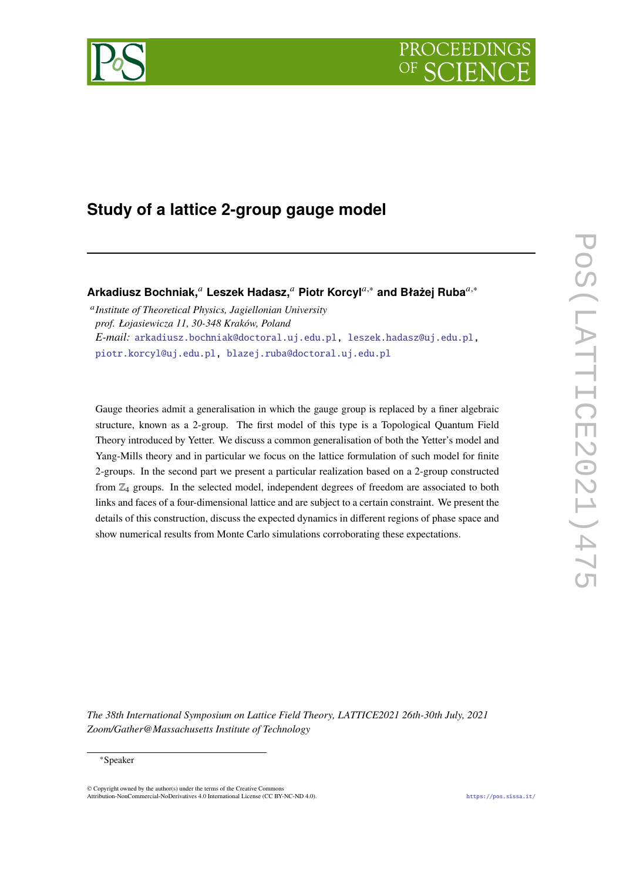# Study of a lattice 2-group gauge model

**Arkadiusz Bochniak,[a] Leszek Hadasz,[a] Piotr Korcyl[a,*] and Błażej Ruba[a,*]**

[a] *Institute of Theoretical Physics, Jagiellonian University*
*prof. Łojasiewicza 11, 30-348 Kraków, Poland*

*E-mail:* arkadiusz.bochniak@doctoral.uj.edu.pl, leszek.hadasz@uj.edu.pl, piotr.korcyl@uj.edu.pl, blazej.ruba@doctoral.uj.edu.pl

Gauge theories admit a generalisation in which the gauge group is replaced by a finer algebraic structure, known as a 2-group. The first model of this type is a Topological Quantum Field Theory introduced by Yetter. We discuss a common generalisation of both the Yetter's model and Yang-Mills theory and in particular we focus on the lattice formulation of such model for finite 2-groups. In the second part we present a particular realization based on a 2-group constructed from $\mathbb{Z}_4$ groups. In the selected model, independent degrees of freedom are associated to both links and faces of a four-dimensional lattice and are subject to a certain constraint. We present the details of this construction, discuss the expected dynamics in different regions of phase space and show numerical results from Monte Carlo simulations corroborating these expectations.

*The 38th International Symposium on Lattice Field Theory, LATTICE2021 26th-30th July, 2021*
*Zoom/Gather@Massachusetts Institute of Technology*

*Speaker

© Copyright owned by the author(s) under the terms of the Creative Commons Attribution-NonCommercial-NoDerivatives 4.0 International License (CC BY-NC-ND 4.0).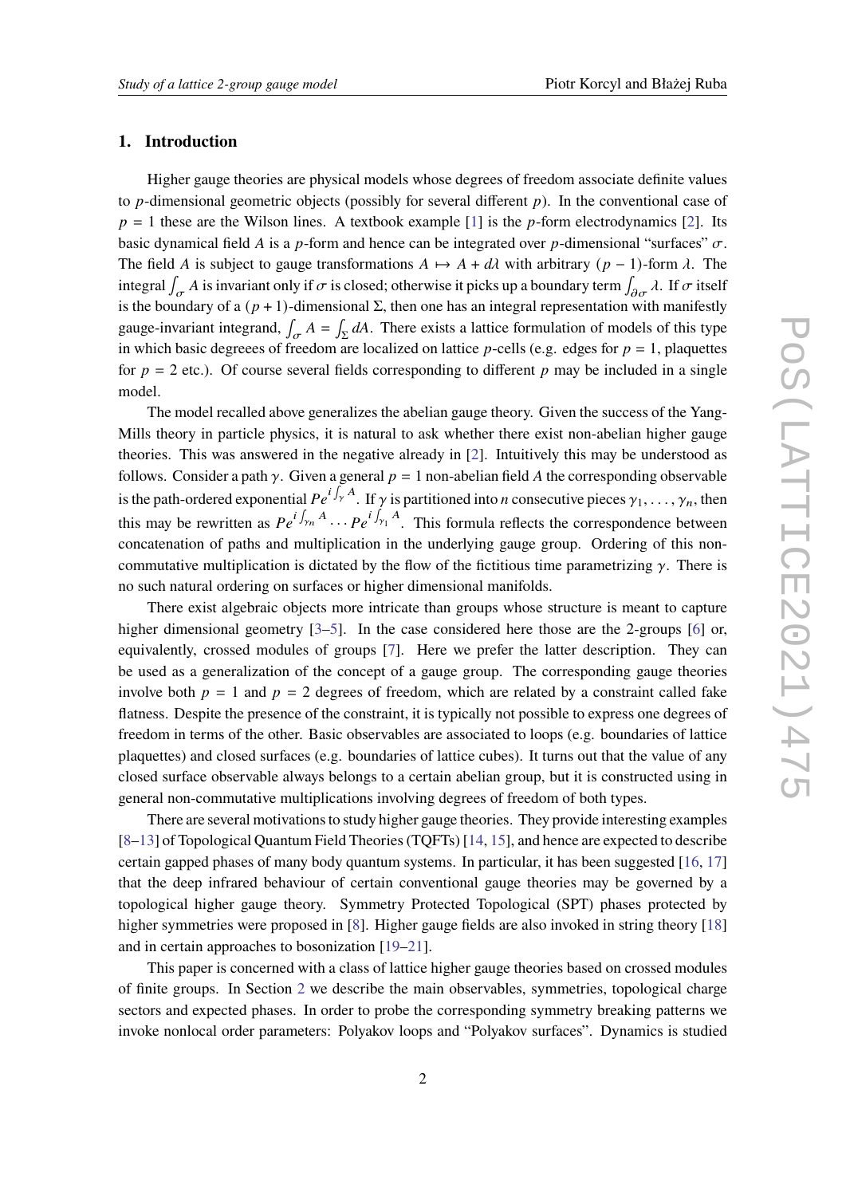## 1. Introduction

Higher gauge theories are physical models whose degrees of freedom associate definite values to $p$-dimensional geometric objects (possibly for several different $p$). In the conventional case of $p = 1$ these are the Wilson lines. A textbook example [1] is the $p$-form electrodynamics [2]. Its basic dynamical field $A$ is a $p$-form and hence can be integrated over $p$-dimensional "surfaces" $\sigma$. The field $A$ is subject to gauge transformations $A \mapsto A + d\lambda$ with arbitrary $(p-1)$-form $\lambda$. The integral $\int_\sigma A$ is invariant only if $\sigma$ is closed; otherwise it picks up a boundary term $\int_{\partial\sigma} \lambda$. If $\sigma$ itself is the boundary of a $(p+1)$-dimensional $\Sigma$, then one has an integral representation with manifestly gauge-invariant integrand, $\int_\sigma A = \int_\Sigma dA$. There exists a lattice formulation of models of this type in which basic degreees of freedom are localized on lattice $p$-cells (e.g. edges for $p = 1$, plaquettes for $p = 2$ etc.). Of course several fields corresponding to different $p$ may be included in a single model.

The model recalled above generalizes the abelian gauge theory. Given the success of the Yang-Mills theory in particle physics, it is natural to ask whether there exist non-abelian higher gauge theories. This was answered in the negative already in [2]. Intuitively this may be understood as follows. Consider a path $\gamma$. Given a general $p = 1$ non-abelian field $A$ the corresponding observable is the path-ordered exponential $Pe^{i\int_\gamma A}$. If $\gamma$ is partitioned into $n$ consecutive pieces $\gamma_1, \ldots, \gamma_n$, then this may be rewritten as $Pe^{i\int_{\gamma_n} A} \cdots Pe^{i\int_{\gamma_1} A}$. This formula reflects the correspondence between concatenation of paths and multiplication in the underlying gauge group. Ordering of this non-commutative multiplication is dictated by the flow of the fictitious time parametrizing $\gamma$. There is no such natural ordering on surfaces or higher dimensional manifolds.

There exist algebraic objects more intricate than groups whose structure is meant to capture higher dimensional geometry [3–5]. In the case considered here those are the 2-groups [6] or, equivalently, crossed modules of groups [7]. Here we prefer the latter description. They can be used as a generalization of the concept of a gauge group. The corresponding gauge theories involve both $p = 1$ and $p = 2$ degrees of freedom, which are related by a constraint called fake flatness. Despite the presence of the constraint, it is typically not possible to express one degrees of freedom in terms of the other. Basic observables are associated to loops (e.g. boundaries of lattice plaquettes) and closed surfaces (e.g. boundaries of lattice cubes). It turns out that the value of any closed surface observable always belongs to a certain abelian group, but it is constructed using in general non-commutative multiplications involving degrees of freedom of both types.

There are several motivations to study higher gauge theories. They provide interesting examples [8–13] of Topological Quantum Field Theories (TQFTs) [14, 15], and hence are expected to describe certain gapped phases of many body quantum systems. In particular, it has been suggested [16, 17] that the deep infrared behaviour of certain conventional gauge theories may be governed by a topological higher gauge theory. Symmetry Protected Topological (SPT) phases protected by higher symmetries were proposed in [8]. Higher gauge fields are also invoked in string theory [18] and in certain approaches to bosonization [19–21].

This paper is concerned with a class of lattice higher gauge theories based on crossed modules of finite groups. In Section 2 we describe the main observables, symmetries, topological charge sectors and expected phases. In order to probe the corresponding symmetry breaking patterns we invoke nonlocal order parameters: Polyakov loops and "Polyakov surfaces". Dynamics is studied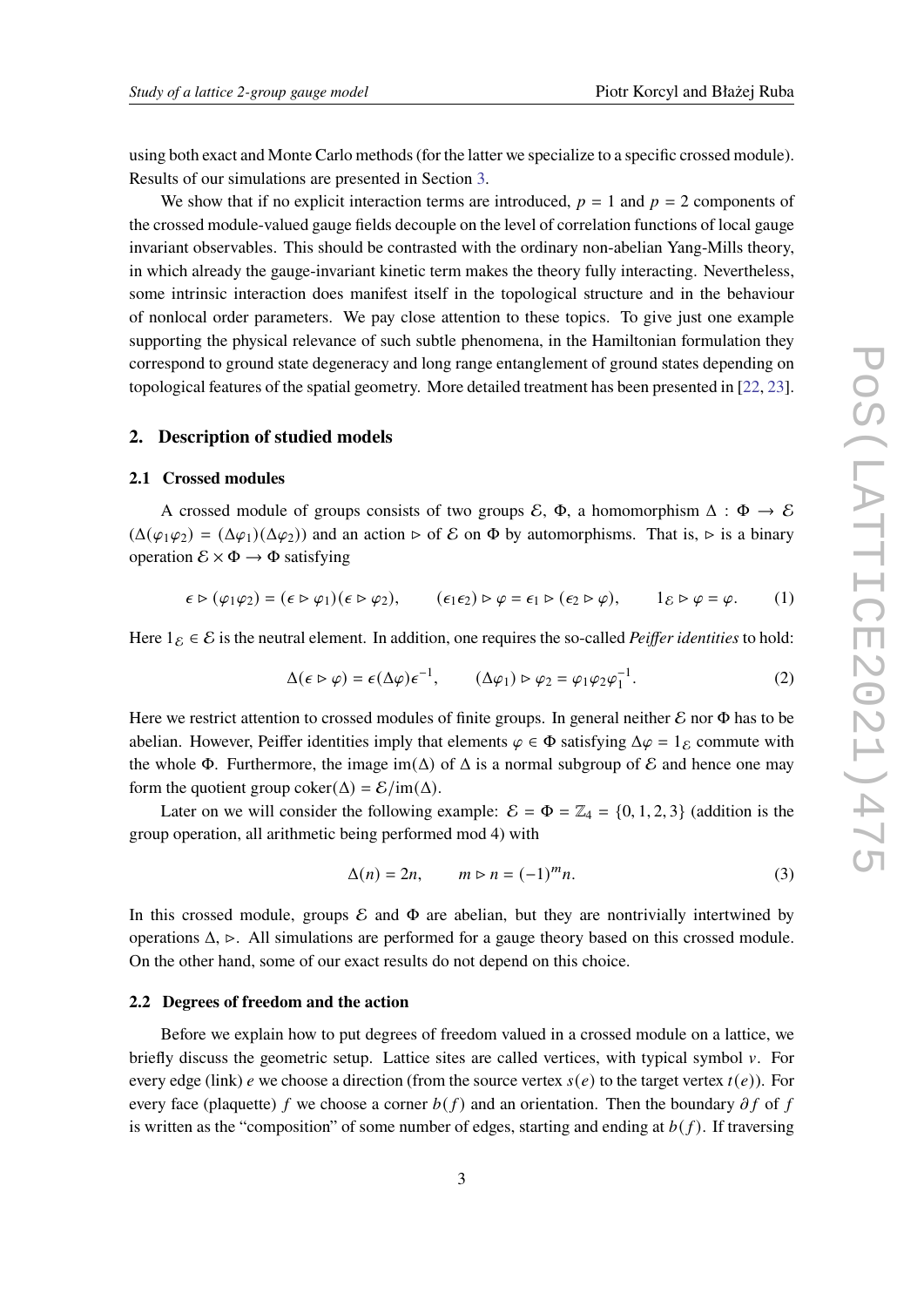using both exact and Monte Carlo methods (for the latter we specialize to a specific crossed module). Results of our simulations are presented in Section 3.

We show that if no explicit interaction terms are introduced, $p = 1$ and $p = 2$ components of the crossed module-valued gauge fields decouple on the level of correlation functions of local gauge invariant observables. This should be contrasted with the ordinary non-abelian Yang-Mills theory, in which already the gauge-invariant kinetic term makes the theory fully interacting. Nevertheless, some intrinsic interaction does manifest itself in the topological structure and in the behaviour of nonlocal order parameters. We pay close attention to these topics. To give just one example supporting the physical relevance of such subtle phenomena, in the Hamiltonian formulation they correspond to ground state degeneracy and long range entanglement of ground states depending on topological features of the spatial geometry. More detailed treatment has been presented in [22, 23].

## 2. Description of studied models

### 2.1 Crossed modules

A crossed module of groups consists of two groups $\mathcal{E}$, $\Phi$, a homomorphism $\Delta : \Phi \to \mathcal{E}$ ($\Delta(\varphi_1 \varphi_2) = (\Delta\varphi_1)(\Delta\varphi_2)$) and an action $\triangleright$ of $\mathcal{E}$ on $\Phi$ by automorphisms. That is, $\triangleright$ is a binary operation $\mathcal{E} \times \Phi \to \Phi$ satisfying

$$\epsilon \triangleright (\varphi_1 \varphi_2) = (\epsilon \triangleright \varphi_1)(\epsilon \triangleright \varphi_2), \qquad (\epsilon_1 \epsilon_2) \triangleright \varphi = \epsilon_1 \triangleright (\epsilon_2 \triangleright \varphi), \qquad 1_{\mathcal{E}} \triangleright \varphi = \varphi. \tag{1}$$

Here $1_{\mathcal{E}} \in \mathcal{E}$ is the neutral element. In addition, one requires the so-called *Peiffer identities* to hold:

$$\Delta(\epsilon \triangleright \varphi) = \epsilon(\Delta\varphi)\epsilon^{-1}, \qquad (\Delta\varphi_1) \triangleright \varphi_2 = \varphi_1 \varphi_2 \varphi_1^{-1}. \tag{2}$$

Here we restrict attention to crossed modules of finite groups. In general neither $\mathcal{E}$ nor $\Phi$ has to be abelian. However, Peiffer identities imply that elements $\varphi \in \Phi$ satisfying $\Delta\varphi = 1_{\mathcal{E}}$ commute with the whole $\Phi$. Furthermore, the image $\mathrm{im}(\Delta)$ of $\Delta$ is a normal subgroup of $\mathcal{E}$ and hence one may form the quotient group $\mathrm{coker}(\Delta) = \mathcal{E}/\mathrm{im}(\Delta)$.

Later on we will consider the following example: $\mathcal{E} = \Phi = \mathbb{Z}_4 = \{0, 1, 2, 3\}$ (addition is the group operation, all arithmetic being performed mod 4) with

$$\Delta(n) = 2n, \qquad m \triangleright n = (-1)^m n. \tag{3}$$

In this crossed module, groups $\mathcal{E}$ and $\Phi$ are abelian, but they are nontrivially intertwined by operations $\Delta$, $\triangleright$. All simulations are performed for a gauge theory based on this crossed module. On the other hand, some of our exact results do not depend on this choice.

### 2.2 Degrees of freedom and the action

Before we explain how to put degrees of freedom valued in a crossed module on a lattice, we briefly discuss the geometric setup. Lattice sites are called vertices, with typical symbol $v$. For every edge (link) $e$ we choose a direction (from the source vertex $s(e)$ to the target vertex $t(e)$). For every face (plaquette) $f$ we choose a corner $b(f)$ and an orientation. Then the boundary $\partial f$ of $f$ is written as the "composition" of some number of edges, starting and ending at $b(f)$. If traversing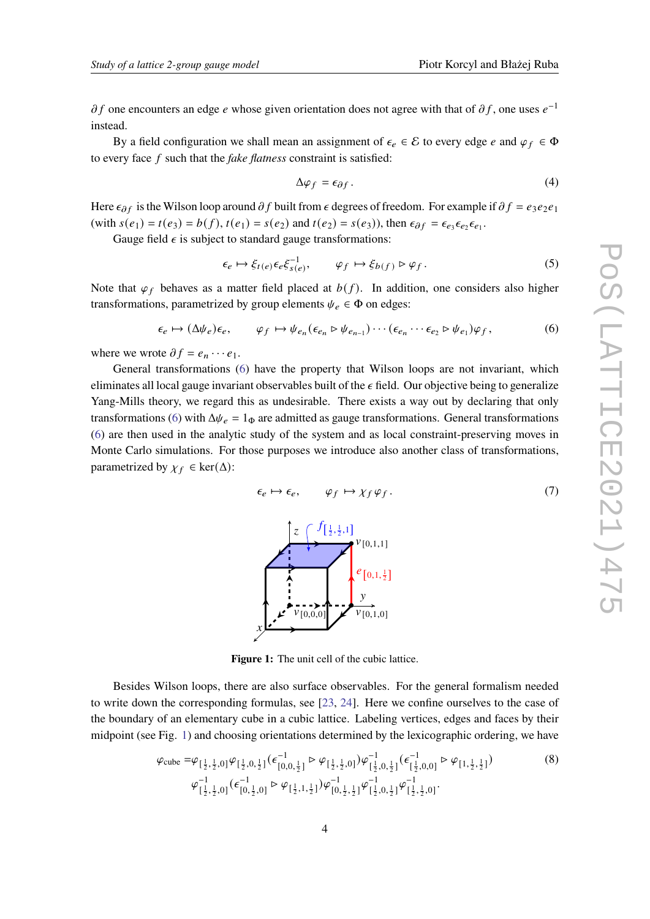$\partial f$ one encounters an edge $e$ whose given orientation does not agree with that of $\partial f$, one uses $e^{-1}$ instead.

By a field configuration we shall mean an assignment of $\epsilon_e \in \mathcal{E}$ to every edge $e$ and $\varphi_f \in \Phi$ to every face $f$ such that the *fake flatness* constraint is satisfied:

$$\Delta\varphi_f = \epsilon_{\partial f}. \tag{4}$$

Here $\epsilon_{\partial f}$ is the Wilson loop around $\partial f$ built from $\epsilon$ degrees of freedom. For example if $\partial f = e_3 e_2 e_1$ (with $s(e_1) = t(e_3) = b(f)$, $t(e_1) = s(e_2)$ and $t(e_2) = s(e_3)$), then $\epsilon_{\partial f} = \epsilon_{e_3}\epsilon_{e_2}\epsilon_{e_1}$.

Gauge field $\epsilon$ is subject to standard gauge transformations:

$$\epsilon_e \mapsto \xi_{t(e)}\epsilon_e\xi_{s(e)}^{-1}, \qquad \varphi_f \mapsto \xi_{b(f)} \triangleright \varphi_f. \tag{5}$$

Note that $\varphi_f$ behaves as a matter field placed at $b(f)$. In addition, one considers also higher transformations, parametrized by group elements $\psi_e \in \Phi$ on edges:

$$\epsilon_e \mapsto (\Delta\psi_e)\epsilon_e, \qquad \varphi_f \mapsto \psi_{e_n}(\epsilon_{e_n} \triangleright \psi_{e_{n-1}}) \cdots (\epsilon_{e_n} \cdots \epsilon_{e_2} \triangleright \psi_{e_1})\varphi_f, \tag{6}$$

where we wrote $\partial f = e_n \cdots e_1$.

General transformations (6) have the property that Wilson loops are not invariant, which eliminates all local gauge invariant observables built of the $\epsilon$ field. Our objective being to generalize Yang-Mills theory, we regard this as undesirable. There exists a way out by declaring that only transformations (6) with $\Delta\psi_e = 1_\Phi$ are admitted as gauge transformations. General transformations (6) are then used in the analytic study of the system and as local constraint-preserving moves in Monte Carlo simulations. For those purposes we introduce also another class of transformations, parametrized by $\chi_f \in \ker(\Delta)$:

$$\epsilon_e \mapsto \epsilon_e, \qquad \varphi_f \mapsto \chi_f\varphi_f. \tag{7}$$

**Figure 1:** The unit cell of the cubic lattice.

Besides Wilson loops, there are also surface observables. For the general formalism needed to write down the corresponding formulas, see [23, 24]. Here we confine ourselves to the case of the boundary of an elementary cube in a cubic lattice. Labeling vertices, edges and faces by their midpoint (see Fig. 1) and choosing orientations determined by the lexicographic ordering, we have

$$\begin{aligned}\varphi_{\text{cube}} =& \varphi_{[\frac{1}{2},\frac{1}{2},0]}\varphi_{[\frac{1}{2},0,\frac{1}{2}]}(\epsilon^{-1}_{[0,0,\frac{1}{2}]} \triangleright \varphi_{[\frac{1}{2},\frac{1}{2},0]})\varphi^{-1}_{[\frac{1}{2},0,\frac{1}{2}]}(\epsilon^{-1}_{[\frac{1}{2},0,0]} \triangleright \varphi_{[1,\frac{1}{2},\frac{1}{2}]}) \\ & \varphi^{-1}_{[\frac{1}{2},\frac{1}{2},0]}(\epsilon^{-1}_{[0,\frac{1}{2},0]} \triangleright \varphi_{[\frac{1}{2},1,\frac{1}{2}]})\varphi^{-1}_{[0,\frac{1}{2},\frac{1}{2}]}\varphi^{-1}_{[\frac{1}{2},0,\frac{1}{2}]}\varphi^{-1}_{[\frac{1}{2},\frac{1}{2},0]}.\end{aligned} \tag{8}$$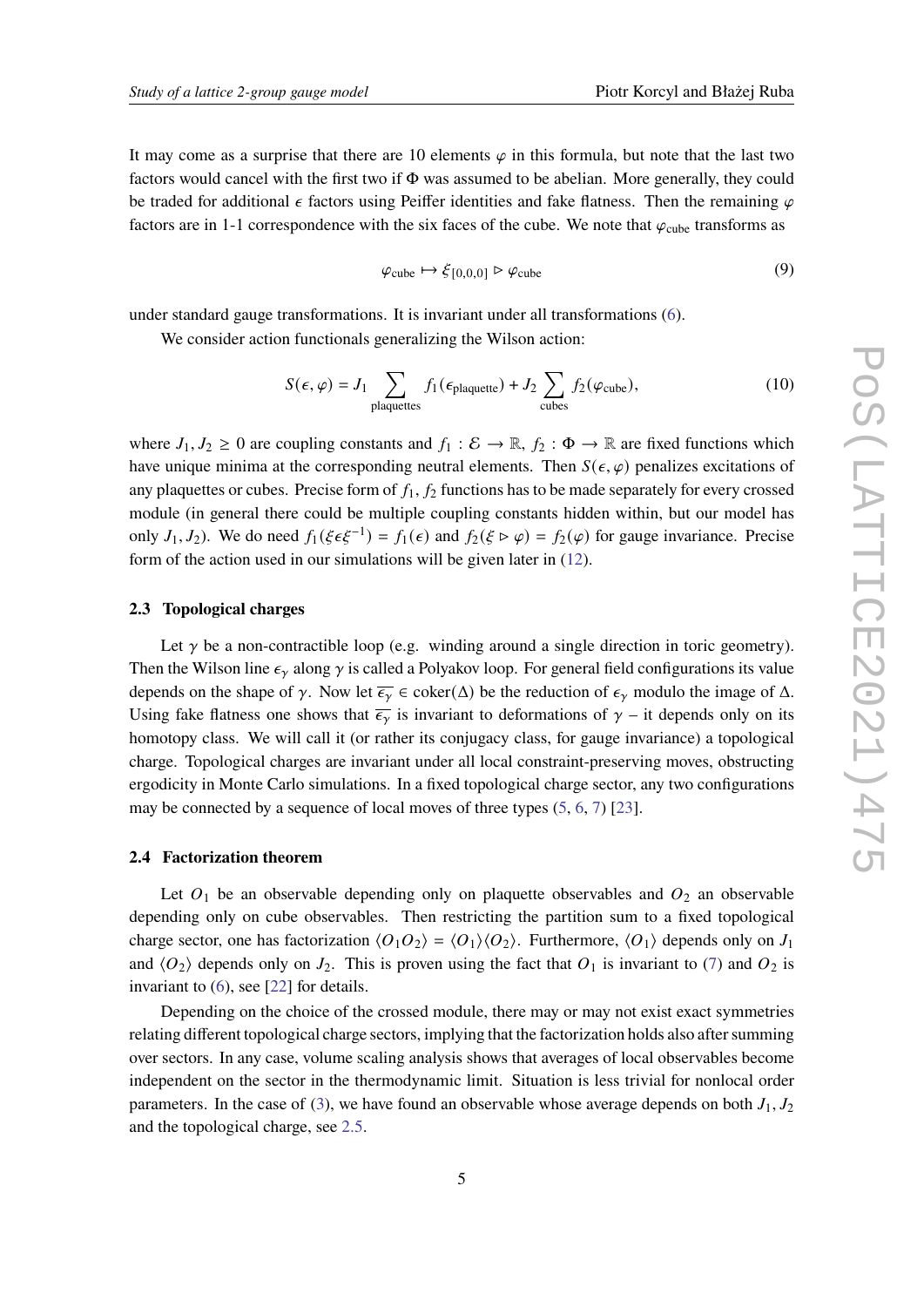It may come as a surprise that there are 10 elements $\varphi$ in this formula, but note that the last two factors would cancel with the first two if $\Phi$ was assumed to be abelian. More generally, they could be traded for additional $\epsilon$ factors using Peiffer identities and fake flatness. Then the remaining $\varphi$ factors are in 1-1 correspondence with the six faces of the cube. We note that $\varphi_{\text{cube}}$ transforms as

$$\varphi_{\text{cube}} \mapsto \xi_{[0,0,0]} \triangleright \varphi_{\text{cube}} \tag{9}$$

under standard gauge transformations. It is invariant under all transformations (6).

We consider action functionals generalizing the Wilson action:

$$S(\epsilon, \varphi) = J_1 \sum_{\text{plaquettes}} f_1(\epsilon_{\text{plaquette}}) + J_2 \sum_{\text{cubes}} f_2(\varphi_{\text{cube}}), \tag{10}$$

where $J_1, J_2 \geq 0$ are coupling constants and $f_1 : \mathcal{E} \to \mathbb{R}$, $f_2 : \Phi \to \mathbb{R}$ are fixed functions which have unique minima at the corresponding neutral elements. Then $S(\epsilon, \varphi)$ penalizes excitations of any plaquettes or cubes. Precise form of $f_1, f_2$ functions has to be made separately for every crossed module (in general there could be multiple coupling constants hidden within, but our model has only $J_1, J_2$). We do need $f_1(\xi\epsilon\xi^{-1}) = f_1(\epsilon)$ and $f_2(\xi \triangleright \varphi) = f_2(\varphi)$ for gauge invariance. Precise form of the action used in our simulations will be given later in (12).

### 2.3 Topological charges

Let $\gamma$ be a non-contractible loop (e.g. winding around a single direction in toric geometry). Then the Wilson line $\epsilon_\gamma$ along $\gamma$ is called a Polyakov loop. For general field configurations its value depends on the shape of $\gamma$. Now let $\overline{\epsilon_\gamma} \in \text{coker}(\Delta)$ be the reduction of $\epsilon_\gamma$ modulo the image of $\Delta$. Using fake flatness one shows that $\overline{\epsilon_\gamma}$ is invariant to deformations of $\gamma$ – it depends only on its homotopy class. We will call it (or rather its conjugacy class, for gauge invariance) a topological charge. Topological charges are invariant under all local constraint-preserving moves, obstructing ergodicity in Monte Carlo simulations. In a fixed topological charge sector, any two configurations may be connected by a sequence of local moves of three types (5, 6, 7) [23].

### 2.4 Factorization theorem

Let $O_1$ be an observable depending only on plaquette observables and $O_2$ an observable depending only on cube observables. Then restricting the partition sum to a fixed topological charge sector, one has factorization $\langle O_1 O_2 \rangle = \langle O_1 \rangle \langle O_2 \rangle$. Furthermore, $\langle O_1 \rangle$ depends only on $J_1$ and $\langle O_2 \rangle$ depends only on $J_2$. This is proven using the fact that $O_1$ is invariant to (7) and $O_2$ is invariant to (6), see [22] for details.

Depending on the choice of the crossed module, there may or may not exist exact symmetries relating different topological charge sectors, implying that the factorization holds also after summing over sectors. In any case, volume scaling analysis shows that averages of local observables become independent on the sector in the thermodynamic limit. Situation is less trivial for nonlocal order parameters. In the case of (3), we have found an observable whose average depends on both $J_1, J_2$ and the topological charge, see 2.5.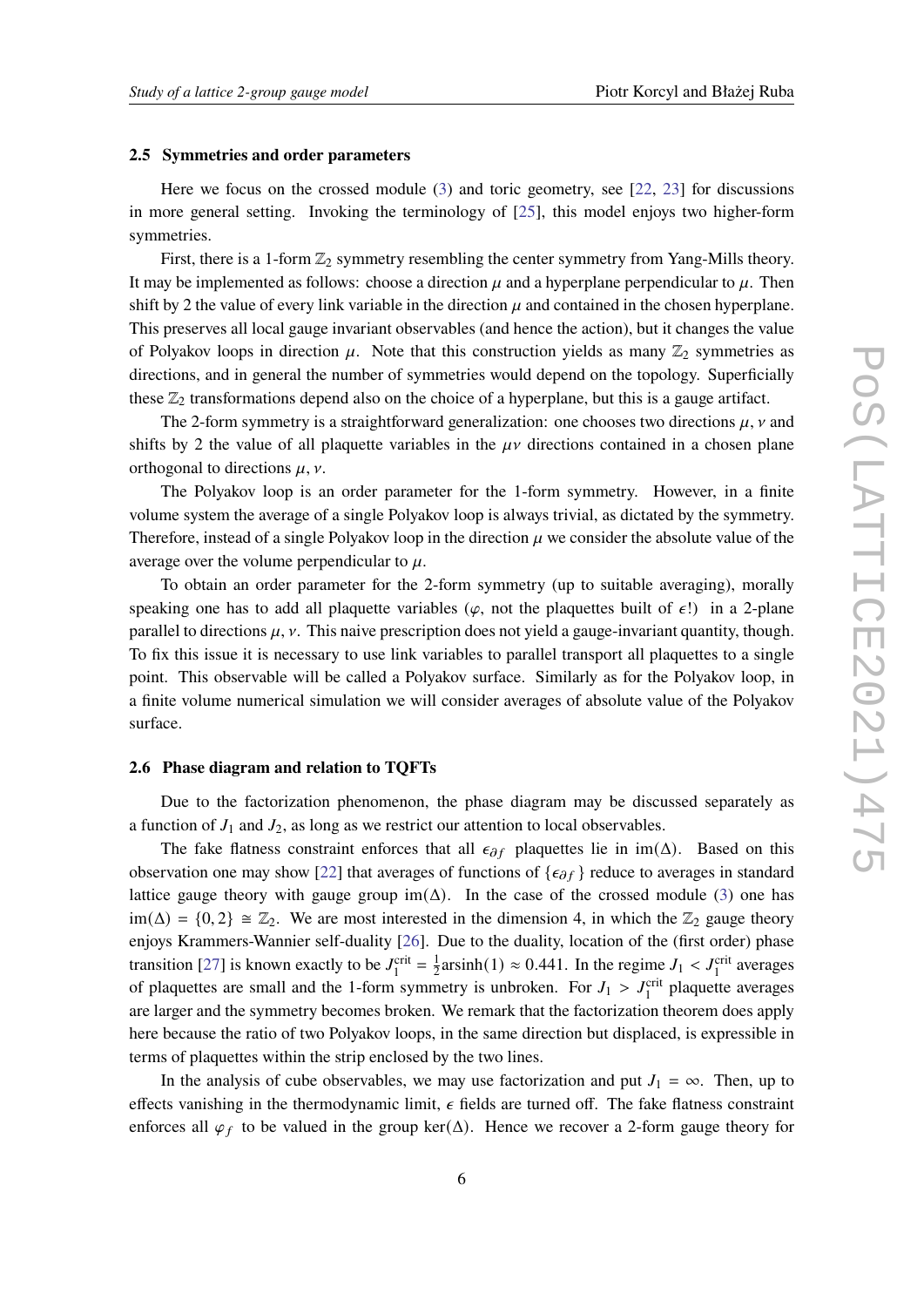### 2.5 Symmetries and order parameters

Here we focus on the crossed module (3) and toric geometry, see [22, 23] for discussions in more general setting. Invoking the terminology of [25], this model enjoys two higher-form symmetries.

First, there is a 1-form $\mathbb{Z}_2$ symmetry resembling the center symmetry from Yang-Mills theory. It may be implemented as follows: choose a direction $\mu$ and a hyperplane perpendicular to $\mu$. Then shift by 2 the value of every link variable in the direction $\mu$ and contained in the chosen hyperplane. This preserves all local gauge invariant observables (and hence the action), but it changes the value of Polyakov loops in direction $\mu$. Note that this construction yields as many $\mathbb{Z}_2$ symmetries as directions, and in general the number of symmetries would depend on the topology. Superficially these $\mathbb{Z}_2$ transformations depend also on the choice of a hyperplane, but this is a gauge artifact.

The 2-form symmetry is a straightforward generalization: one chooses two directions $\mu, \nu$ and shifts by 2 the value of all plaquette variables in the $\mu\nu$ directions contained in a chosen plane orthogonal to directions $\mu, \nu$.

The Polyakov loop is an order parameter for the 1-form symmetry. However, in a finite volume system the average of a single Polyakov loop is always trivial, as dictated by the symmetry. Therefore, instead of a single Polyakov loop in the direction $\mu$ we consider the absolute value of the average over the volume perpendicular to $\mu$.

To obtain an order parameter for the 2-form symmetry (up to suitable averaging), morally speaking one has to add all plaquette variables ($\varphi$, not the plaquettes built of $\epsilon$!) in a 2-plane parallel to directions $\mu, \nu$. This naive prescription does not yield a gauge-invariant quantity, though. To fix this issue it is necessary to use link variables to parallel transport all plaquettes to a single point. This observable will be called a Polyakov surface. Similarly as for the Polyakov loop, in a finite volume numerical simulation we will consider averages of absolute value of the Polyakov surface.

### 2.6 Phase diagram and relation to TQFTs

Due to the factorization phenomenon, the phase diagram may be discussed separately as a function of $J_1$ and $J_2$, as long as we restrict our attention to local observables.

The fake flatness constraint enforces that all $\epsilon_{\partial f}$ plaquettes lie in $\mathrm{im}(\Delta)$. Based on this observation one may show [22] that averages of functions of $\{\epsilon_{\partial f}\}$ reduce to averages in standard lattice gauge theory with gauge group $\mathrm{im}(\Delta)$. In the case of the crossed module (3) one has $\mathrm{im}(\Delta) = \{0, 2\} \cong \mathbb{Z}_2$. We are most interested in the dimension 4, in which the $\mathbb{Z}_2$ gauge theory enjoys Krammers-Wannier self-duality [26]. Due to the duality, location of the (first order) phase transition [27] is known exactly to be $J_1^{\mathrm{crit}} = \frac{1}{2}\mathrm{arsinh}(1) \approx 0.441$. In the regime $J_1 < J_1^{\mathrm{crit}}$ averages of plaquettes are small and the 1-form symmetry is unbroken. For $J_1 > J_1^{\mathrm{crit}}$ plaquette averages are larger and the symmetry becomes broken. We remark that the factorization theorem does apply here because the ratio of two Polyakov loops, in the same direction but displaced, is expressible in terms of plaquettes within the strip enclosed by the two lines.

In the analysis of cube observables, we may use factorization and put $J_1 = \infty$. Then, up to effects vanishing in the thermodynamic limit, $\epsilon$ fields are turned off. The fake flatness constraint enforces all $\varphi_f$ to be valued in the group $\ker(\Delta)$. Hence we recover a 2-form gauge theory for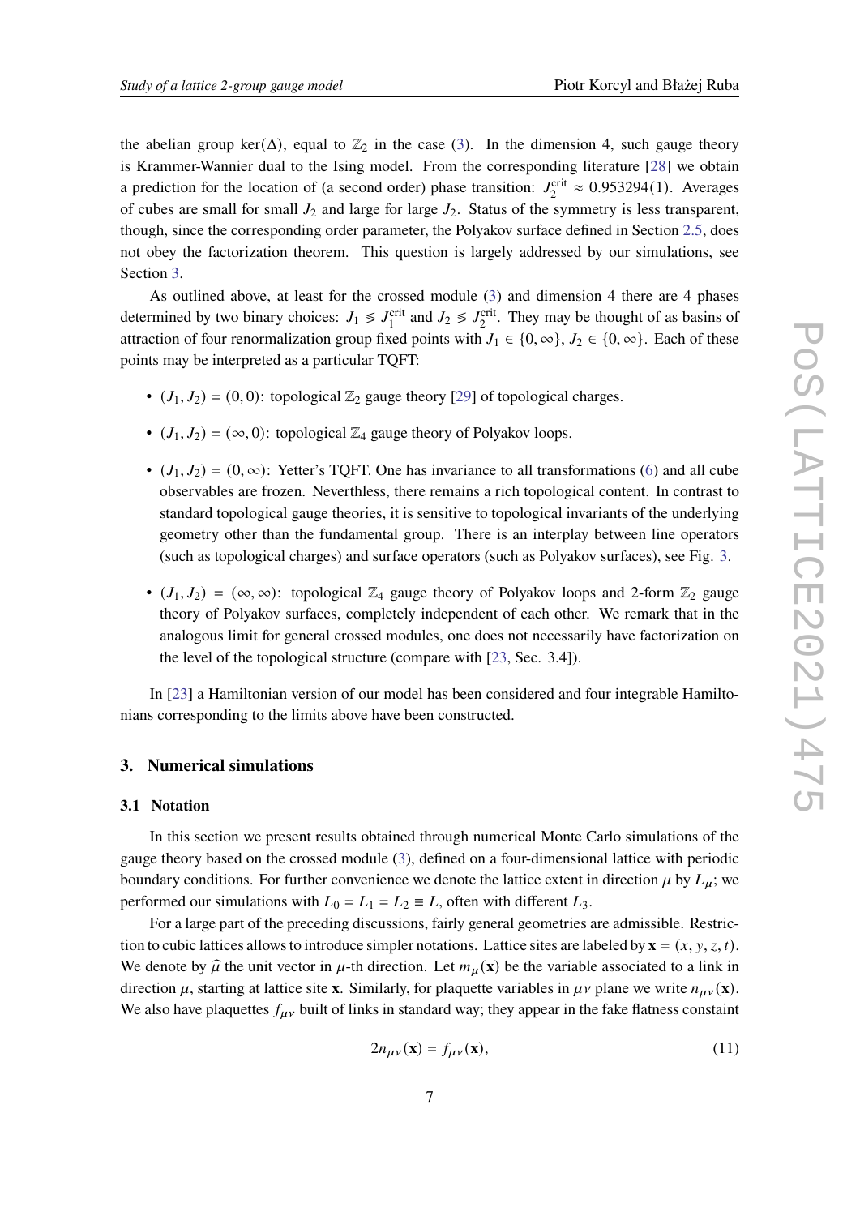the abelian group $\ker(\Delta)$, equal to $\mathbb{Z}_2$ in the case (3). In the dimension 4, such gauge theory is Krammer-Wannier dual to the Ising model. From the corresponding literature [28] we obtain a prediction for the location of (a second order) phase transition: $J_2^{\mathrm{crit}} \approx 0.953294(1)$. Averages of cubes are small for small $J_2$ and large for large $J_2$. Status of the symmetry is less transparent, though, since the corresponding order parameter, the Polyakov surface defined in Section 2.5, does not obey the factorization theorem. This question is largely addressed by our simulations, see Section 3.

As outlined above, at least for the crossed module (3) and dimension 4 there are 4 phases determined by two binary choices: $J_1 \lessgtr J_1^{\mathrm{crit}}$ and $J_2 \lessgtr J_2^{\mathrm{crit}}$. They may be thought of as basins of attraction of four renormalization group fixed points with $J_1 \in \{0, \infty\}$, $J_2 \in \{0, \infty\}$. Each of these points may be interpreted as a particular TQFT:

- $(J_1, J_2) = (0, 0)$: topological $\mathbb{Z}_2$ gauge theory [29] of topological charges.
- $(J_1, J_2) = (\infty, 0)$: topological $\mathbb{Z}_4$ gauge theory of Polyakov loops.
- $(J_1, J_2) = (0, \infty)$: Yetter's TQFT. One has invariance to all transformations (6) and all cube observables are frozen. Neverthless, there remains a rich topological content. In contrast to standard topological gauge theories, it is sensitive to topological invariants of the underlying geometry other than the fundamental group. There is an interplay between line operators (such as topological charges) and surface operators (such as Polyakov surfaces), see Fig. 3.
- $(J_1, J_2) = (\infty, \infty)$: topological $\mathbb{Z}_4$ gauge theory of Polyakov loops and 2-form $\mathbb{Z}_2$ gauge theory of Polyakov surfaces, completely independent of each other. We remark that in the analogous limit for general crossed modules, one does not necessarily have factorization on the level of the topological structure (compare with [23, Sec. 3.4]).

In [23] a Hamiltonian version of our model has been considered and four integrable Hamiltonians corresponding to the limits above have been constructed.

## 3. Numerical simulations

### 3.1 Notation

In this section we present results obtained through numerical Monte Carlo simulations of the gauge theory based on the crossed module (3), defined on a four-dimensional lattice with periodic boundary conditions. For further convenience we denote the lattice extent in direction $\mu$ by $L_\mu$; we performed our simulations with $L_0 = L_1 = L_2 \equiv L$, often with different $L_3$.

For a large part of the preceding discussions, fairly general geometries are admissible. Restriction to cubic lattices allows to introduce simpler notations. Lattice sites are labeled by $\mathbf{x} = (x, y, z, t)$. We denote by $\widehat{\mu}$ the unit vector in $\mu$-th direction. Let $m_\mu(\mathbf{x})$ be the variable associated to a link in direction $\mu$, starting at lattice site $\mathbf{x}$. Similarly, for plaquette variables in $\mu\nu$ plane we write $n_{\mu\nu}(\mathbf{x})$. We also have plaquettes $f_{\mu\nu}$ built of links in standard way; they appear in the fake flatness constaint

$$2n_{\mu\nu}(\mathbf{x}) = f_{\mu\nu}(\mathbf{x}), \tag{11}$$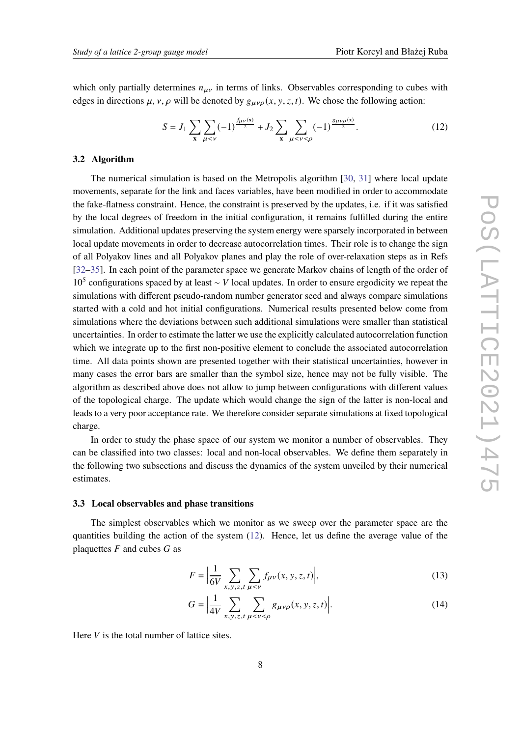which only partially determines $n_{\mu\nu}$ in terms of links. Observables corresponding to cubes with edges in directions $\mu, \nu, \rho$ will be denoted by $g_{\mu\nu\rho}(x, y, z, t)$. We chose the following action:

$$S = J_1 \sum_{\mathbf{x}} \sum_{\mu<\nu} (-1)^{\frac{f_{\mu\nu}(\mathbf{x})}{2}} + J_2 \sum_{\mathbf{x}} \sum_{\mu<\nu<\rho} (-1)^{\frac{g_{\mu\nu\rho}(\mathbf{x})}{2}}. \tag{12}$$

### 3.2 Algorithm

The numerical simulation is based on the Metropolis algorithm [30, 31] where local update movements, separate for the link and faces variables, have been modified in order to accommodate the fake-flatness constraint. Hence, the constraint is preserved by the updates, i.e. if it was satisfied by the local degrees of freedom in the initial configuration, it remains fulfilled during the entire simulation. Additional updates preserving the system energy were sparsely incorporated in between local update movements in order to decrease autocorrelation times. Their role is to change the sign of all Polyakov lines and all Polyakov planes and play the role of over-relaxation steps as in Refs [32–35]. In each point of the parameter space we generate Markov chains of length of the order of $10^5$ configurations spaced by at least $\sim V$ local updates. In order to ensure ergodicity we repeat the simulations with different pseudo-random number generator seed and always compare simulations started with a cold and hot initial configurations. Numerical results presented below come from simulations where the deviations between such additional simulations were smaller than statistical uncertainties. In order to estimate the latter we use the explicitly calculated autocorrelation function which we integrate up to the first non-positive element to conclude the associated autocorrelation time. All data points shown are presented together with their statistical uncertainties, however in many cases the error bars are smaller than the symbol size, hence may not be fully visible. The algorithm as described above does not allow to jump between configurations with different values of the topological charge. The update which would change the sign of the latter is non-local and leads to a very poor acceptance rate. We therefore consider separate simulations at fixed topological charge.

In order to study the phase space of our system we monitor a number of observables. They can be classified into two classes: local and non-local observables. We define them separately in the following two subsections and discuss the dynamics of the system unveiled by their numerical estimates.

### 3.3 Local observables and phase transitions

The simplest observables which we monitor as we sweep over the parameter space are the quantities building the action of the system (12). Hence, let us define the average value of the plaquettes $F$ and cubes $G$ as

$$F = \Big| \frac{1}{6V} \sum_{x,y,z,t} \sum_{\mu<\nu} f_{\mu\nu}(x, y, z, t) \Big|, \tag{13}$$

$$G = \Big| \frac{1}{4V} \sum_{x,y,z,t} \sum_{\mu<\nu<\rho} g_{\mu\nu\rho}(x, y, z, t) \Big|. \tag{14}$$

Here $V$ is the total number of lattice sites.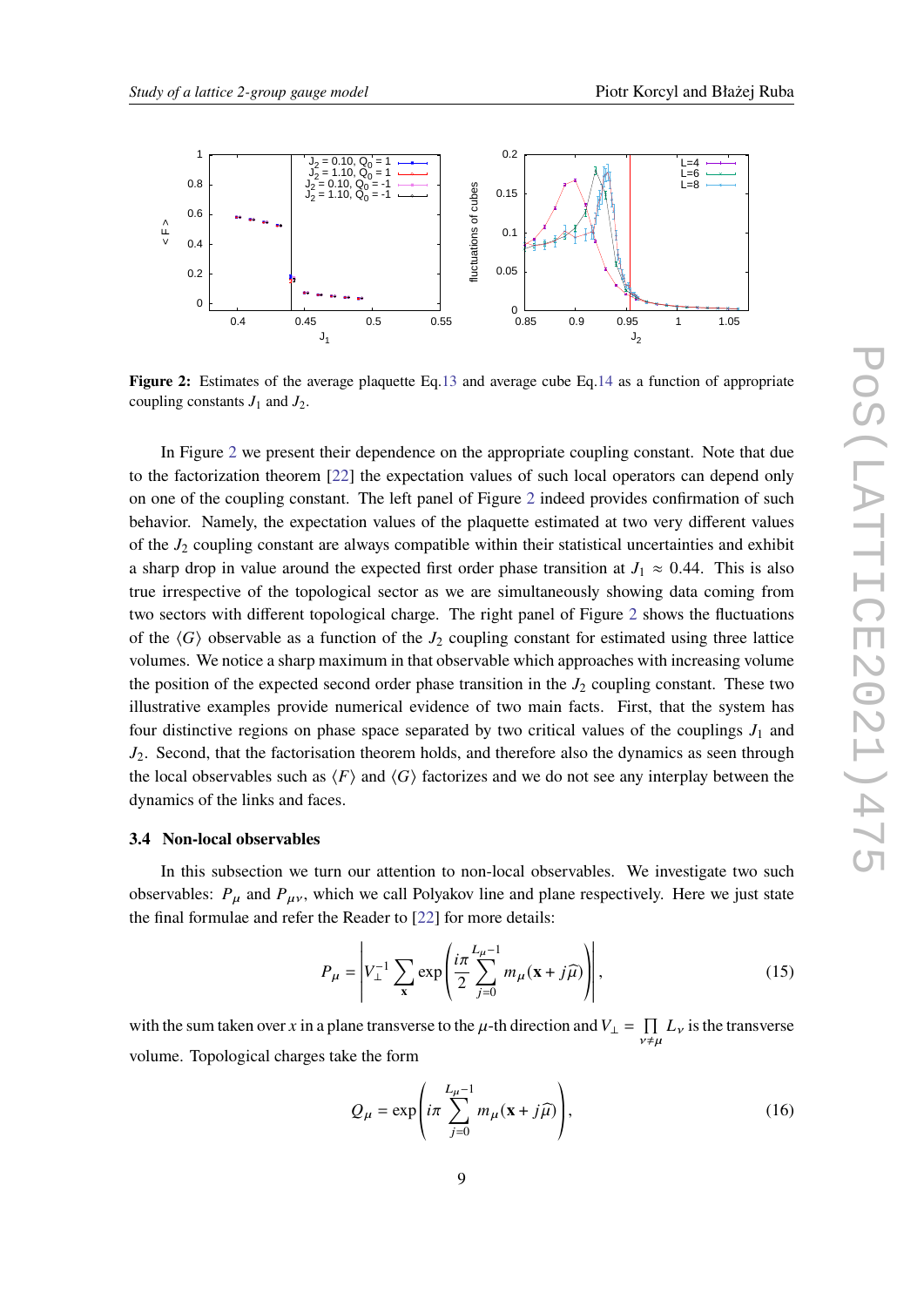**Figure 2:** Estimates of the average plaquette Eq.13 and average cube Eq.14 as a function of appropriate coupling constants $J_1$ and $J_2$.

In Figure 2 we present their dependence on the appropriate coupling constant. Note that due to the factorization theorem [22] the expectation values of such local operators can depend only on one of the coupling constant. The left panel of Figure 2 indeed provides confirmation of such behavior. Namely, the expectation values of the plaquette estimated at two very different values of the $J_2$ coupling constant are always compatible within their statistical uncertainties and exhibit a sharp drop in value around the expected first order phase transition at $J_1 \approx 0.44$. This is also true irrespective of the topological sector as we are simultaneously showing data coming from two sectors with different topological charge. The right panel of Figure 2 shows the fluctuations of the $\langle G \rangle$ observable as a function of the $J_2$ coupling constant for estimated using three lattice volumes. We notice a sharp maximum in that observable which approaches with increasing volume the position of the expected second order phase transition in the $J_2$ coupling constant. These two illustrative examples provide numerical evidence of two main facts. First, that the system has four distinctive regions on phase space separated by two critical values of the couplings $J_1$ and $J_2$. Second, that the factorisation theorem holds, and therefore also the dynamics as seen through the local observables such as $\langle F \rangle$ and $\langle G \rangle$ factorizes and we do not see any interplay between the dynamics of the links and faces.

### 3.4 Non-local observables

In this subsection we turn our attention to non-local observables. We investigate two such observables: $P_\mu$ and $P_{\mu\nu}$, which we call Polyakov line and plane respectively. Here we just state the final formulae and refer the Reader to [22] for more details:

$$P_\mu = \left| V_\perp^{-1} \sum_{\mathbf{x}} \exp\left( \frac{i\pi}{2} \sum_{j=0}^{L_\mu - 1} m_\mu(\mathbf{x} + j\widehat{\mu}) \right) \right|, \tag{15}$$

with the sum taken over $x$ in a plane transverse to the $\mu$-th direction and $V_\perp = \prod_{\nu \neq \mu} L_\nu$ is the transverse volume. Topological charges take the form

$$Q_\mu = \exp\left( i\pi \sum_{j=0}^{L_\mu - 1} m_\mu(\mathbf{x} + j\widehat{\mu}) \right), \tag{16}$$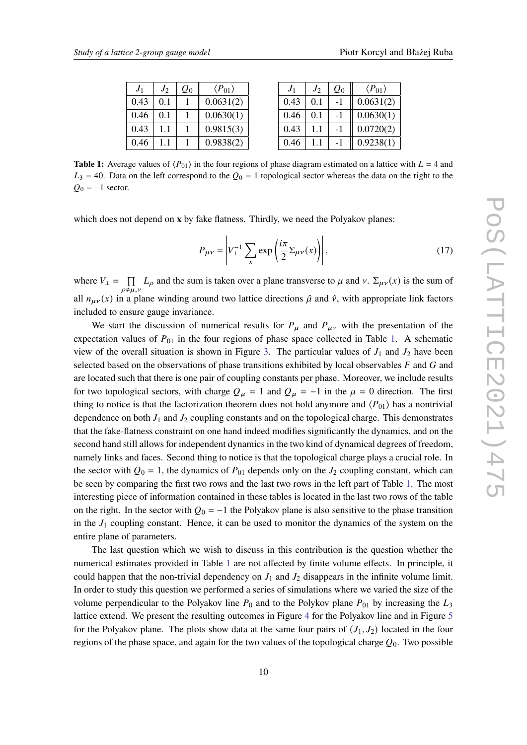| $J_1$ | $J_2$ | $Q_0$ | $\langle P_{01}\rangle$ |
|---|---|---|---|
| 0.43 | 0.1 | 1 | 0.0631(2) |
| 0.46 | 0.1 | 1 | 0.0630(1) |
| 0.43 | 1.1 | 1 | 0.9815(3) |
| 0.46 | 1.1 | 1 | 0.9838(2) |

| $J_1$ | $J_2$ | $Q_0$ | $\langle P_{01}\rangle$ |
|---|---|---|---|
| 0.43 | 0.1 | -1 | 0.0631(2) |
| 0.46 | 0.1 | -1 | 0.0630(1) |
| 0.43 | 1.1 | -1 | 0.0720(2) |
| 0.46 | 1.1 | -1 | 0.9238(1) |

**Table 1:** Average values of $\langle P_{01}\rangle$ in the four regions of phase diagram estimated on a lattice with $L = 4$ and $L_3 = 40$. Data on the left correspond to the $Q_0 = 1$ topological sector whereas the data on the right to the $Q_0 = -1$ sector.

which does not depend on **x** by fake flatness. Thirdly, we need the Polyakov planes:

$$P_{\mu\nu} = \left| V_\perp^{-1} \sum_x \exp\left(\frac{i\pi}{2}\Sigma_{\mu\nu}(x)\right)\right|, \tag{17}$$

where $V_\perp = \prod_{\rho\neq\mu,\nu} L_\rho$ and the sum is taken over a plane transverse to $\mu$ and $\nu$. $\Sigma_{\mu\nu}(x)$ is the sum of all $n_{\mu\nu}(x)$ in a plane winding around two lattice directions $\hat{\mu}$ and $\hat{\nu}$, with appropriate link factors included to ensure gauge invariance.

We start the discussion of numerical results for $P_\mu$ and $P_{\mu\nu}$ with the presentation of the expectation values of $P_{01}$ in the four regions of phase space collected in Table 1. A schematic view of the overall situation is shown in Figure 3. The particular values of $J_1$ and $J_2$ have been selected based on the observations of phase transitions exhibited by local observables $F$ and $G$ and are located such that there is one pair of coupling constants per phase. Moreover, we include results for two topological sectors, with charge $Q_\mu = 1$ and $Q_\mu = -1$ in the $\mu = 0$ direction. The first thing to notice is that the factorization theorem does not hold anymore and $\langle P_{01}\rangle$ has a nontrivial dependence on both $J_1$ and $J_2$ coupling constants and on the topological charge. This demonstrates that the fake-flatness constraint on one hand indeed modifies significantly the dynamics, and on the second hand still allows for independent dynamics in the two kind of dynamical degrees of freedom, namely links and faces. Second thing to notice is that the topological charge plays a crucial role. In the sector with $Q_0 = 1$, the dynamics of $P_{01}$ depends only on the $J_2$ coupling constant, which can be seen by comparing the first two rows and the last two rows in the left part of Table 1. The most interesting piece of information contained in these tables is located in the last two rows of the table on the right. In the sector with $Q_0 = -1$ the Polyakov plane is also sensitive to the phase transition in the $J_1$ coupling constant. Hence, it can be used to monitor the dynamics of the system on the entire plane of parameters.

The last question which we wish to discuss in this contribution is the question whether the numerical estimates provided in Table 1 are not affected by finite volume effects. In principle, it could happen that the non-trivial dependency on $J_1$ and $J_2$ disappears in the infinite volume limit. In order to study this question we performed a series of simulations where we varied the size of the volume perpendicular to the Polyakov line $P_0$ and to the Polykov plane $P_{01}$ by increasing the $L_3$ lattice extend. We present the resulting outcomes in Figure 4 for the Polyakov line and in Figure 5 for the Polyakov plane. The plots show data at the same four pairs of $(J_1, J_2)$ located in the four regions of the phase space, and again for the two values of the topological charge $Q_0$. Two possible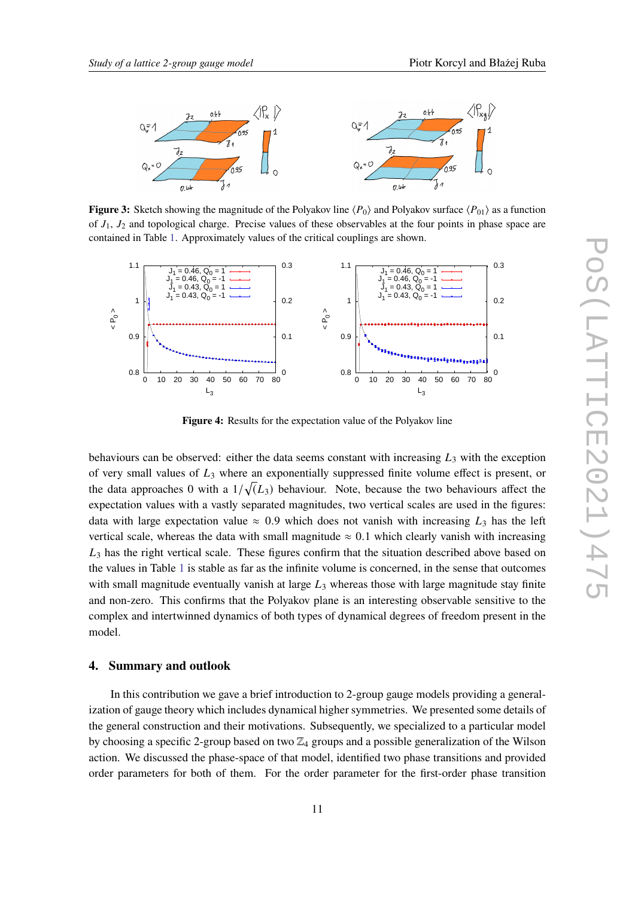**Figure 3:** Sketch showing the magnitude of the Polyakov line $\langle P_0 \rangle$ and Polyakov surface $\langle P_{01} \rangle$ as a function of $J_1$, $J_2$ and topological charge. Precise values of these observables at the four points in phase space are contained in Table 1. Approximately values of the critical couplings are shown.

**Figure 4:** Results for the expectation value of the Polyakov line

behaviours can be observed: either the data seems constant with increasing $L_3$ with the exception of very small values of $L_3$ where an exponentially suppressed finite volume effect is present, or the data approaches 0 with a $1/\sqrt{(L_3)}$ behaviour. Note, because the two behaviours affect the expectation values with a vastly separated magnitudes, two vertical scales are used in the figures: data with large expectation value $\approx 0.9$ which does not vanish with increasing $L_3$ has the left vertical scale, whereas the data with small magnitude $\approx 0.1$ which clearly vanish with increasing $L_3$ has the right vertical scale. These figures confirm that the situation described above based on the values in Table 1 is stable as far as the infinite volume is concerned, in the sense that outcomes with small magnitude eventually vanish at large $L_3$ whereas those with large magnitude stay finite and non-zero. This confirms that the Polyakov plane is an interesting observable sensitive to the complex and intertwinned dynamics of both types of dynamical degrees of freedom present in the model.

## 4. Summary and outlook

In this contribution we gave a brief introduction to 2-group gauge models providing a generalization of gauge theory which includes dynamical higher symmetries. We presented some details of the general construction and their motivations. Subsequently, we specialized to a particular model by choosing a specific 2-group based on two $\mathbb{Z}_4$ groups and a possible generalization of the Wilson action. We discussed the phase-space of that model, identified two phase transitions and provided order parameters for both of them. For the order parameter for the first-order phase transition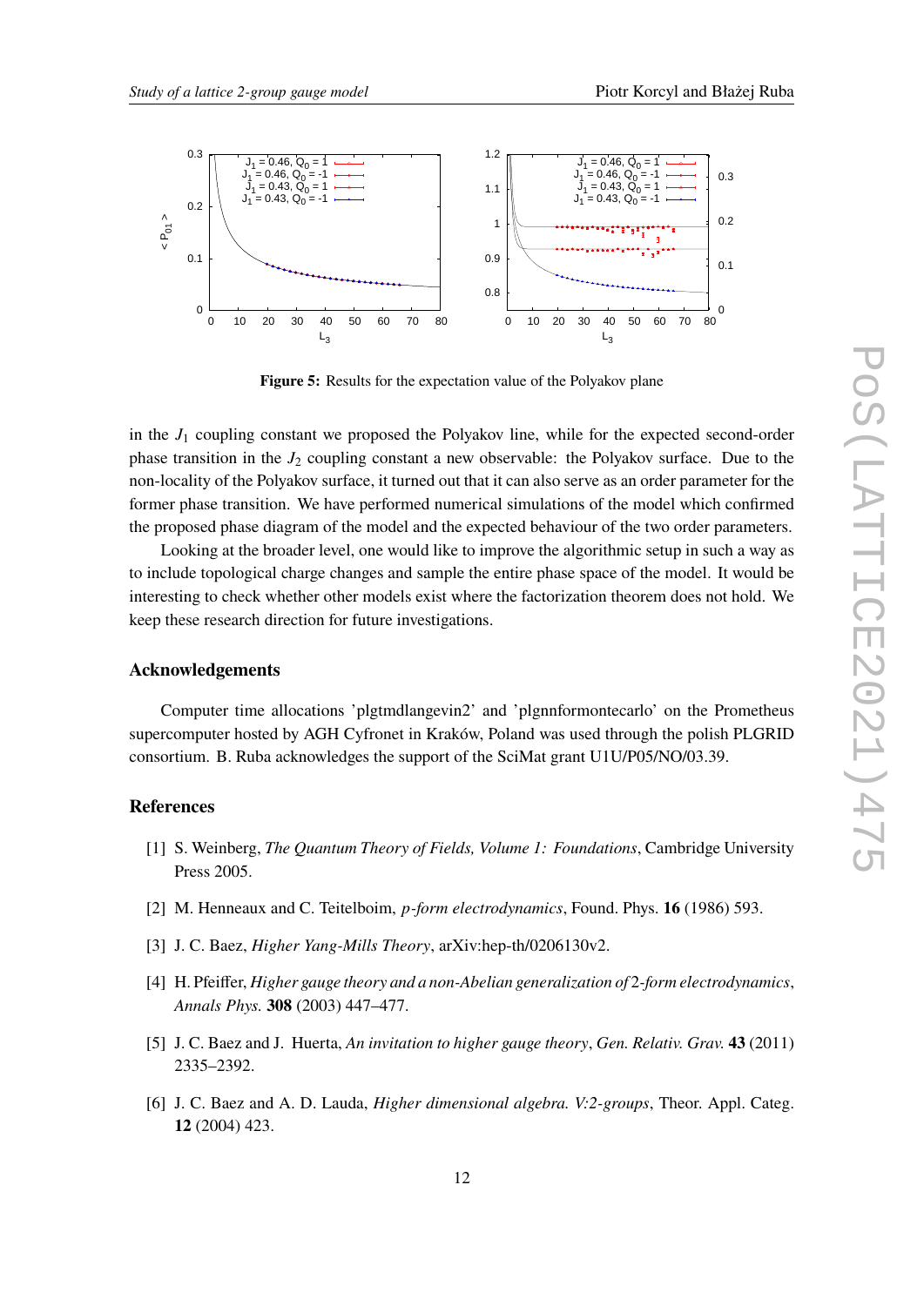**Figure 5:** Results for the expectation value of the Polyakov plane

in the $J_1$ coupling constant we proposed the Polyakov line, while for the expected second-order phase transition in the $J_2$ coupling constant a new observable: the Polyakov surface. Due to the non-locality of the Polyakov surface, it turned out that it can also serve as an order parameter for the former phase transition. We have performed numerical simulations of the model which confirmed the proposed phase diagram of the model and the expected behaviour of the two order parameters.

Looking at the broader level, one would like to improve the algorithmic setup in such a way as to include topological charge changes and sample the entire phase space of the model. It would be interesting to check whether other models exist where the factorization theorem does not hold. We keep these research direction for future investigations.

### Acknowledgements

Computer time allocations 'plgtmdlangevin2' and 'plgnnformontecarlo' on the Prometheus supercomputer hosted by AGH Cyfronet in Kraków, Poland was used through the polish PLGRID consortium. B. Ruba acknowledges the support of the SciMat grant U1U/P05/NO/03.39.

### References

[1] S. Weinberg, *The Quantum Theory of Fields, Volume 1: Foundations*, Cambridge University Press 2005.

[2] M. Henneaux and C. Teitelboim, *p-form electrodynamics*, Found. Phys. **16** (1986) 593.

[3] J. C. Baez, *Higher Yang-Mills Theory*, arXiv:hep-th/0206130v2.

[4] H. Pfeiffer, *Higher gauge theory and a non-Abelian generalization of 2-form electrodynamics*, *Annals Phys.* **308** (2003) 447–477.

[5] J. C. Baez and J. Huerta, *An invitation to higher gauge theory*, *Gen. Relativ. Grav.* **43** (2011) 2335–2392.

[6] J. C. Baez and A. D. Lauda, *Higher dimensional algebra. V:2-groups*, Theor. Appl. Categ. **12** (2004) 423.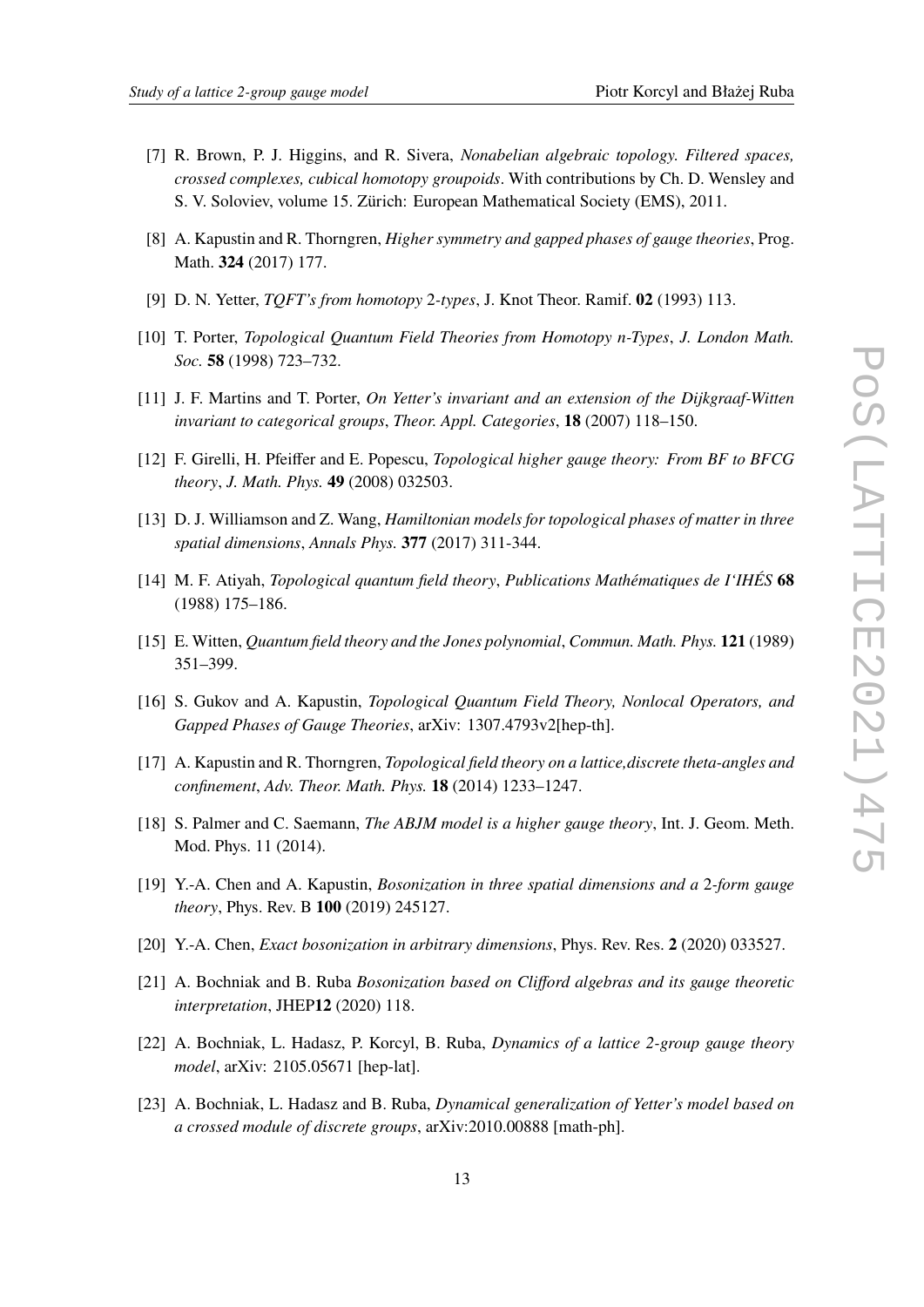[7] R. Brown, P. J. Higgins, and R. Sivera, *Nonabelian algebraic topology. Filtered spaces, crossed complexes, cubical homotopy groupoids*. With contributions by Ch. D. Wensley and S. V. Soloviev, volume 15. Zürich: European Mathematical Society (EMS), 2011.

[8] A. Kapustin and R. Thorngren, *Higher symmetry and gapped phases of gauge theories*, Prog. Math. **324** (2017) 177.

[9] D. N. Yetter, *TQFT's from homotopy* 2*-types*, J. Knot Theor. Ramif. **02** (1993) 113.

[10] T. Porter, *Topological Quantum Field Theories from Homotopy n-Types*, *J. London Math. Soc.* **58** (1998) 723–732.

[11] J. F. Martins and T. Porter, *On Yetter's invariant and an extension of the Dijkgraaf-Witten invariant to categorical groups*, *Theor. Appl. Categories*, **18** (2007) 118–150.

[12] F. Girelli, H. Pfeiffer and E. Popescu, *Topological higher gauge theory: From BF to BFCG theory*, *J. Math. Phys.* **49** (2008) 032503.

[13] D. J. Williamson and Z. Wang, *Hamiltonian models for topological phases of matter in three spatial dimensions*, *Annals Phys.* **377** (2017) 311-344.

[14] M. F. Atiyah, *Topological quantum field theory*, *Publications Mathématiques de I'IHÉS* **68** (1988) 175–186.

[15] E. Witten, *Quantum field theory and the Jones polynomial*, *Commun. Math. Phys.* **121** (1989) 351–399.

[16] S. Gukov and A. Kapustin, *Topological Quantum Field Theory, Nonlocal Operators, and Gapped Phases of Gauge Theories*, arXiv: 1307.4793v2[hep-th].

[17] A. Kapustin and R. Thorngren, *Topological field theory on a lattice,discrete theta-angles and confinement*, *Adv. Theor. Math. Phys.* **18** (2014) 1233–1247.

[18] S. Palmer and C. Saemann, *The ABJM model is a higher gauge theory*, Int. J. Geom. Meth. Mod. Phys. 11 (2014).

[19] Y.-A. Chen and A. Kapustin, *Bosonization in three spatial dimensions and a* 2*-form gauge theory*, Phys. Rev. B **100** (2019) 245127.

[20] Y.-A. Chen, *Exact bosonization in arbitrary dimensions*, Phys. Rev. Res. **2** (2020) 033527.

[21] A. Bochniak and B. Ruba *Bosonization based on Clifford algebras and its gauge theoretic interpretation*, JHEP**12** (2020) 118.

[22] A. Bochniak, L. Hadasz, P. Korcyl, B. Ruba, *Dynamics of a lattice 2-group gauge theory model*, arXiv: 2105.05671 [hep-lat].

[23] A. Bochniak, L. Hadasz and B. Ruba, *Dynamical generalization of Yetter's model based on a crossed module of discrete groups*, arXiv:2010.00888 [math-ph].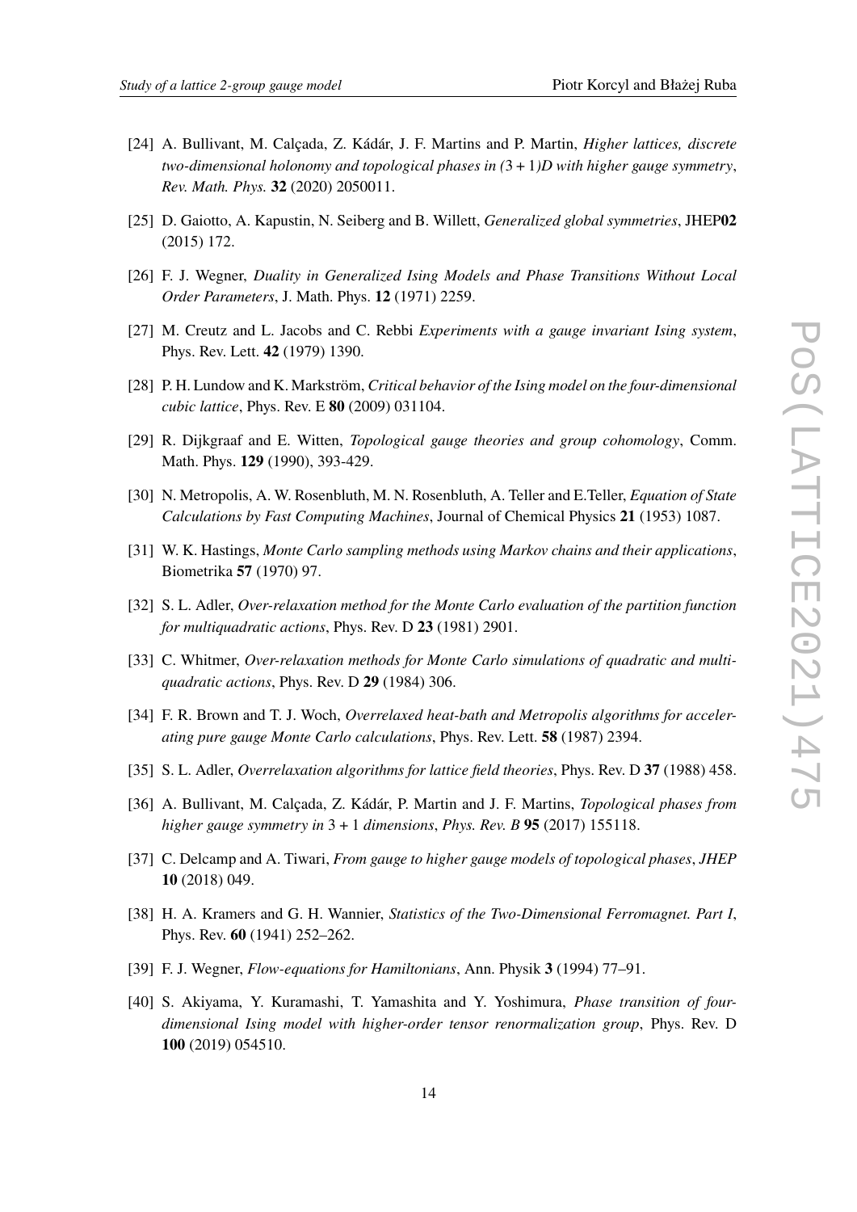[24] A. Bullivant, M. Calçada, Z. Kádár, J. F. Martins and P. Martin, *Higher lattices, discrete two-dimensional holonomy and topological phases in (3 + 1)D with higher gauge symmetry*, *Rev. Math. Phys.* **32** (2020) 2050011.

[25] D. Gaiotto, A. Kapustin, N. Seiberg and B. Willett, *Generalized global symmetries*, JHEP**02** (2015) 172.

[26] F. J. Wegner, *Duality in Generalized Ising Models and Phase Transitions Without Local Order Parameters*, J. Math. Phys. **12** (1971) 2259.

[27] M. Creutz and L. Jacobs and C. Rebbi *Experiments with a gauge invariant Ising system*, Phys. Rev. Lett. **42** (1979) 1390.

[28] P. H. Lundow and K. Markström, *Critical behavior of the Ising model on the four-dimensional cubic lattice*, Phys. Rev. E **80** (2009) 031104.

[29] R. Dijkgraaf and E. Witten, *Topological gauge theories and group cohomology*, Comm. Math. Phys. **129** (1990), 393-429.

[30] N. Metropolis, A. W. Rosenbluth, M. N. Rosenbluth, A. Teller and E.Teller, *Equation of State Calculations by Fast Computing Machines*, Journal of Chemical Physics **21** (1953) 1087.

[31] W. K. Hastings, *Monte Carlo sampling methods using Markov chains and their applications*, Biometrika **57** (1970) 97.

[32] S. L. Adler, *Over-relaxation method for the Monte Carlo evaluation of the partition function for multiquadratic actions*, Phys. Rev. D **23** (1981) 2901.

[33] C. Whitmer, *Over-relaxation methods for Monte Carlo simulations of quadratic and multi-quadratic actions*, Phys. Rev. D **29** (1984) 306.

[34] F. R. Brown and T. J. Woch, *Overrelaxed heat-bath and Metropolis algorithms for accelerating pure gauge Monte Carlo calculations*, Phys. Rev. Lett. **58** (1987) 2394.

[35] S. L. Adler, *Overrelaxation algorithms for lattice field theories*, Phys. Rev. D **37** (1988) 458.

[36] A. Bullivant, M. Calçada, Z. Kádár, P. Martin and J. F. Martins, *Topological phases from higher gauge symmetry in* 3 + 1 *dimensions*, *Phys. Rev. B* **95** (2017) 155118.

[37] C. Delcamp and A. Tiwari, *From gauge to higher gauge models of topological phases*, *JHEP* **10** (2018) 049.

[38] H. A. Kramers and G. H. Wannier, *Statistics of the Two-Dimensional Ferromagnet. Part I*, Phys. Rev. **60** (1941) 252–262.

[39] F. J. Wegner, *Flow-equations for Hamiltonians*, Ann. Physik **3** (1994) 77–91.

[40] S. Akiyama, Y. Kuramashi, T. Yamashita and Y. Yoshimura, *Phase transition of four-dimensional Ising model with higher-order tensor renormalization group*, Phys. Rev. D **100** (2019) 054510.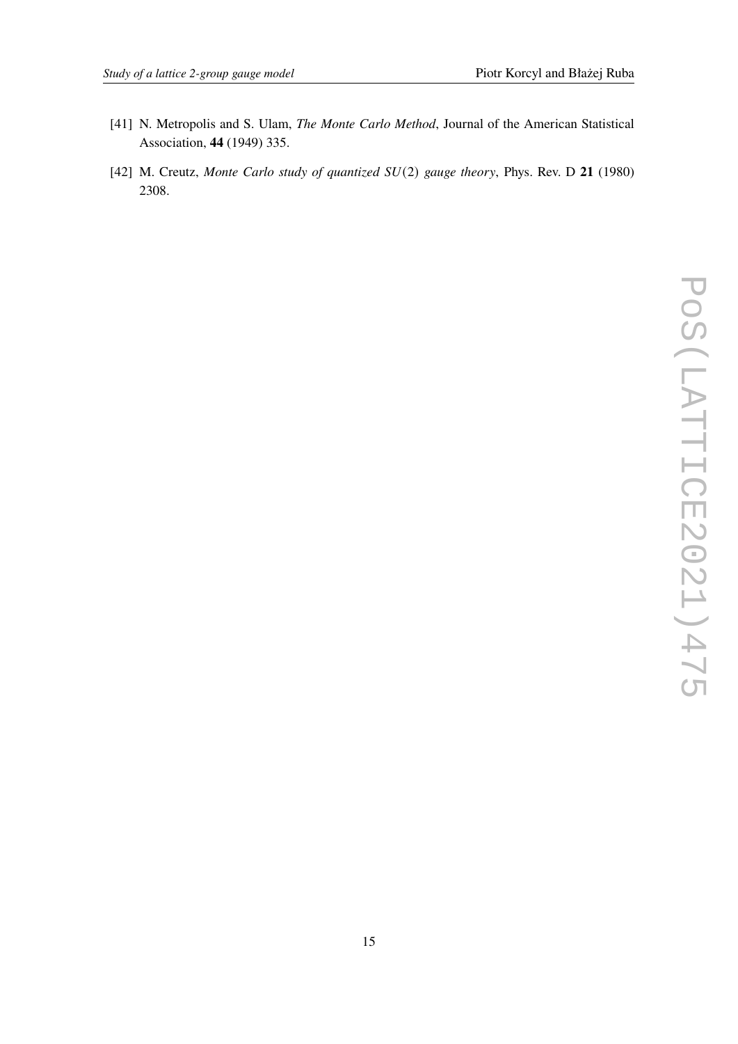[41] N. Metropolis and S. Ulam, *The Monte Carlo Method*, Journal of the American Statistical Association, **44** (1949) 335.

[42] M. Creutz, *Monte Carlo study of quantized $SU(2)$ gauge theory*, Phys. Rev. D **21** (1980) 2308.